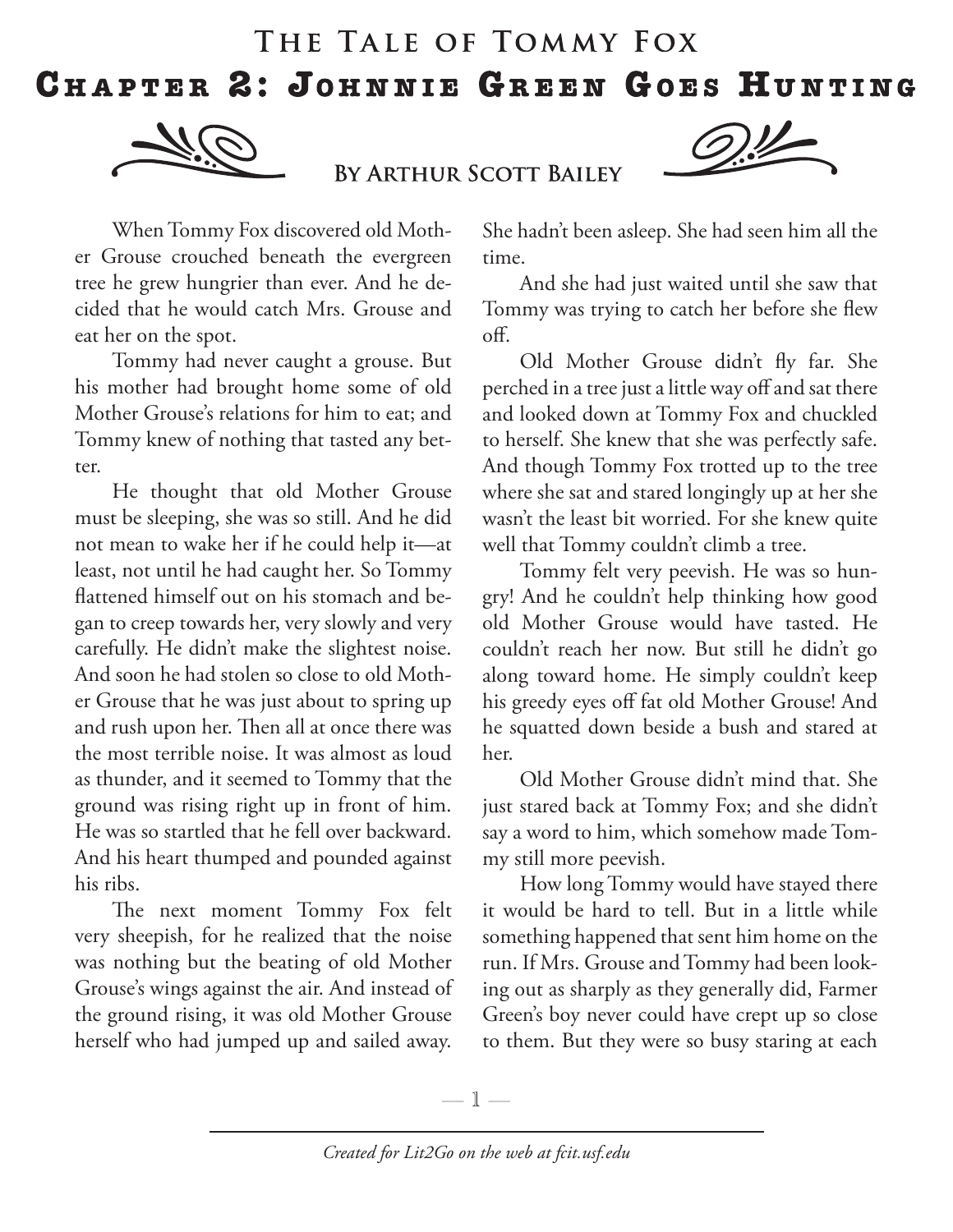# The Tale of Tommy Fox

## Chapter 2: Johnnie Green Goes Hunting

### By Arthur Scott Bailey

When Tommy Fox discovered old Mother Grouse crouched beneath the evergreen tree he grew hungrier than ever. And he decided that he would catch Mrs. Grouse and eat her on the spot.

Tommy had never caught a grouse. But his mother had brought home some of old Mother Grouse's relations for him to eat; and Tommy knew of nothing that tasted any better.

He thought that old Mother Grouse must be sleeping, she was so still. And he did not mean to wake her if he could help it—at least, not until he had caught her. So Tommy flattened himself out on his stomach and began to creep towards her, very slowly and very carefully. He didn't make the slightest noise. And soon he had stolen so close to old Mother Grouse that he was just about to spring up and rush upon her. Then all at once there was the most terrible noise. It was almost as loud as thunder, and it seemed to Tommy that the ground was rising right up in front of him. He was so startled that he fell over backward. And his heart thumped and pounded against his ribs.

The next moment Tommy Fox felt very sheepish, for he realized that the noise was nothing but the beating of old Mother Grouse's wings against the air. And instead of the ground rising, it was old Mother Grouse herself who had jumped up and sailed away. She hadn't been asleep. She had seen him all the time.

And she had just waited until she saw that Tommy was trying to catch her before she flew off.

Old Mother Grouse didn't fly far. She perched in a tree just a little way off and sat there and looked down at Tommy Fox and chuckled to herself. She knew that she was perfectly safe. And though Tommy Fox trotted up to the tree where she sat and stared longingly up at her she wasn't the least bit worried. For she knew quite well that Tommy couldn't climb a tree.

Tommy felt very peevish. He was so hungry! And he couldn't help thinking how good old Mother Grouse would have tasted. He couldn't reach her now. But still he didn't go along toward home. He simply couldn't keep his greedy eyes off fat old Mother Grouse! And he squatted down beside a bush and stared at her.

Old Mother Grouse didn't mind that. She just stared back at Tommy Fox; and she didn't say a word to him, which somehow made Tommy still more peevish.

How long Tommy would have stayed there it would be hard to tell. But in a little while something happened that sent him home on the run. If Mrs. Grouse and Tommy had been looking out as sharply as they generally did, Farmer Green's boy never could have crept up so close to them. But they were so busy staring at each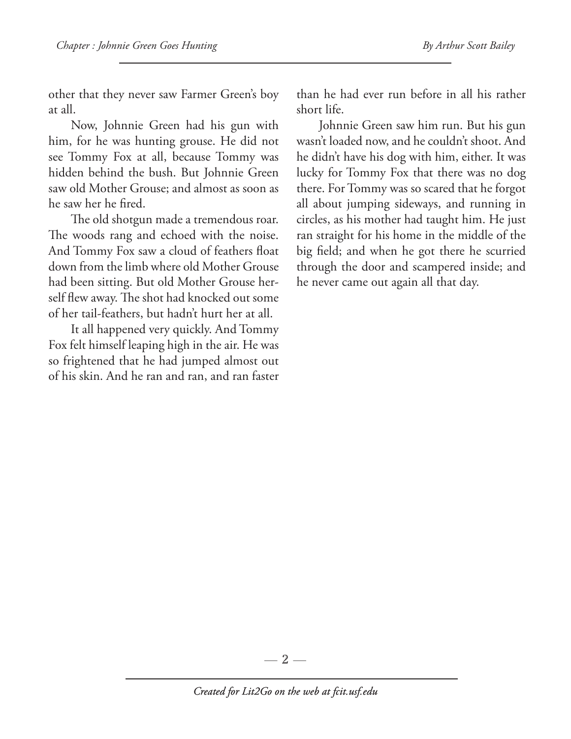other that they never saw Farmer Green's boy at all.

Now, Johnnie Green had his gun with him, for he was hunting grouse. He did not see Tommy Fox at all, because Tommy was hidden behind the bush. But Johnnie Green saw old Mother Grouse; and almost as soon as he saw her he fired.

The old shotgun made a tremendous roar. The woods rang and echoed with the noise. And Tommy Fox saw a cloud of feathers float down from the limb where old Mother Grouse had been sitting. But old Mother Grouse herself flew away. The shot had knocked out some of her tail-feathers, but hadn't hurt her at all.

It all happened very quickly. And Tommy Fox felt himself leaping high in the air. He was so frightened that he had jumped almost out of his skin. And he ran and ran, and ran faster than he had ever run before in all his rather short life.

Johnnie Green saw him run. But his gun wasn't loaded now, and he couldn't shoot. And he didn't have his dog with him, either. It was lucky for Tommy Fox that there was no dog there. For Tommy was so scared that he forgot all about jumping sideways, and running in circles, as his mother had taught him. He just ran straight for his home in the middle of the big field; and when he got there he scurried through the door and scampered inside; and he never came out again all that day.